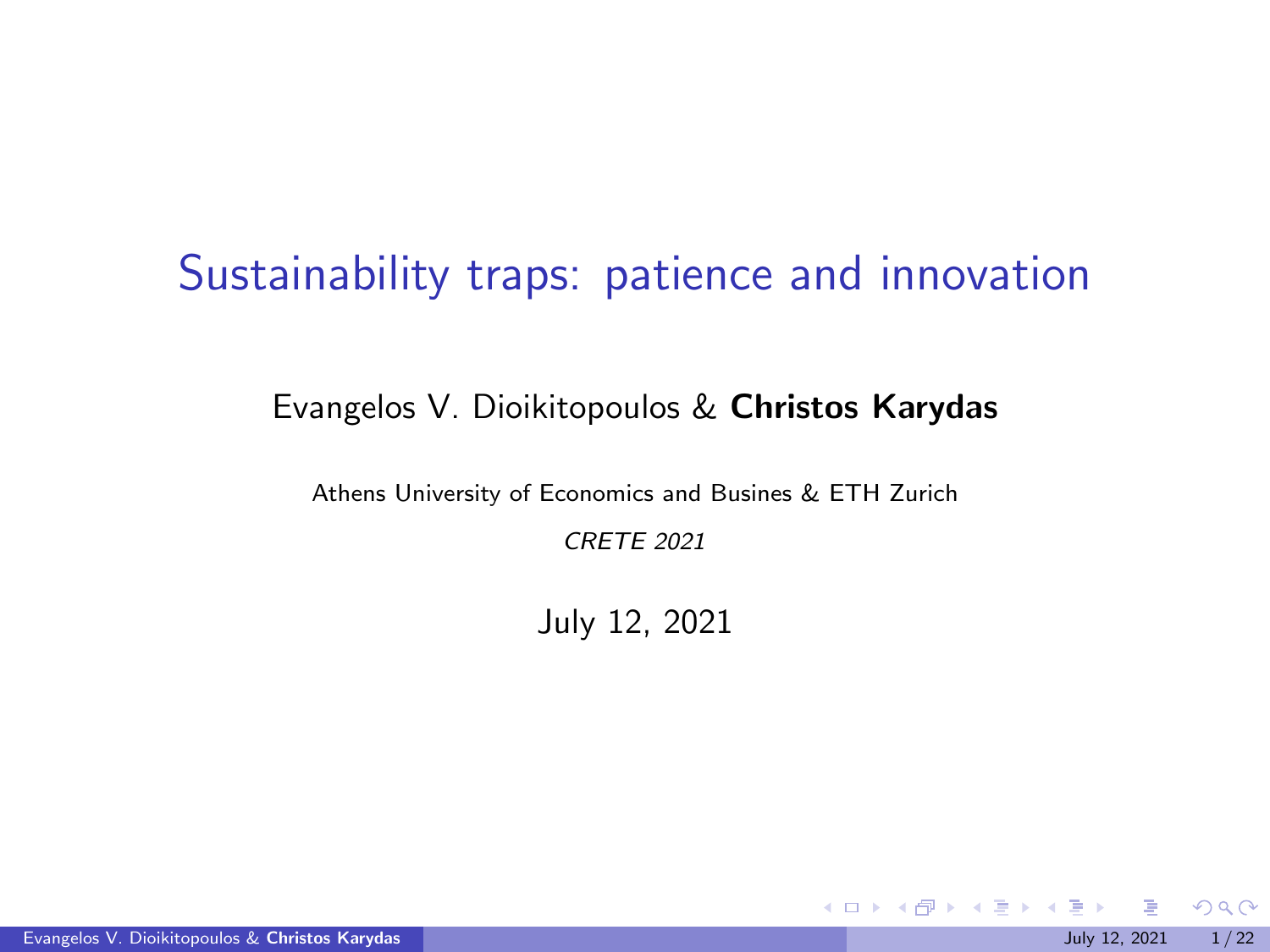# Sustainability traps: patience and innovation

Evangelos V. Dioikitopoulos & **Christos Karydas**

Athens University of Economics and Busines & ETH Zurich

*CRETE 2021*

July 12, 2021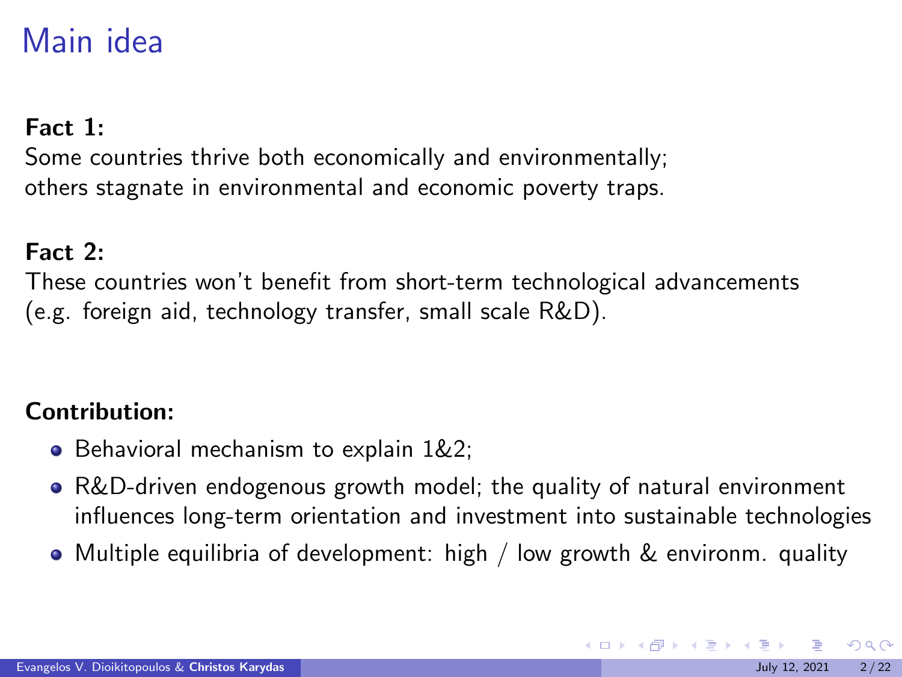# Main idea

**Fact 1:**
Some countries thrive both economically and environmentally;
others stagnate in environmental and economic poverty traps.

**Fact 2:**
These countries won't benefit from short-term technological advancements (e.g. foreign aid, technology transfer, small scale R&D).

**Contribution:**

- Behavioral mechanism to explain 1&2;
- R&D-driven endogenous growth model; the quality of natural environment influences long-term orientation and investment into sustainable technologies
- Multiple equilibria of development: high / low growth & environm. quality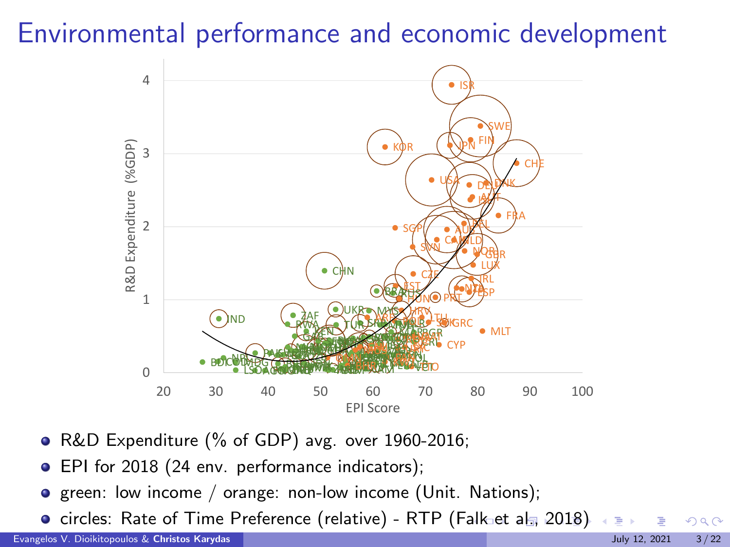# Environmental performance and economic development

- R&D Expenditure (% of GDP) avg. over 1960-2016;
- EPI for 2018 (24 env. performance indicators);
- green: low income / orange: non-low income (Unit. Nations);
- circles: Rate of Time Preference (relative) - RTP (Falk et al., 2018)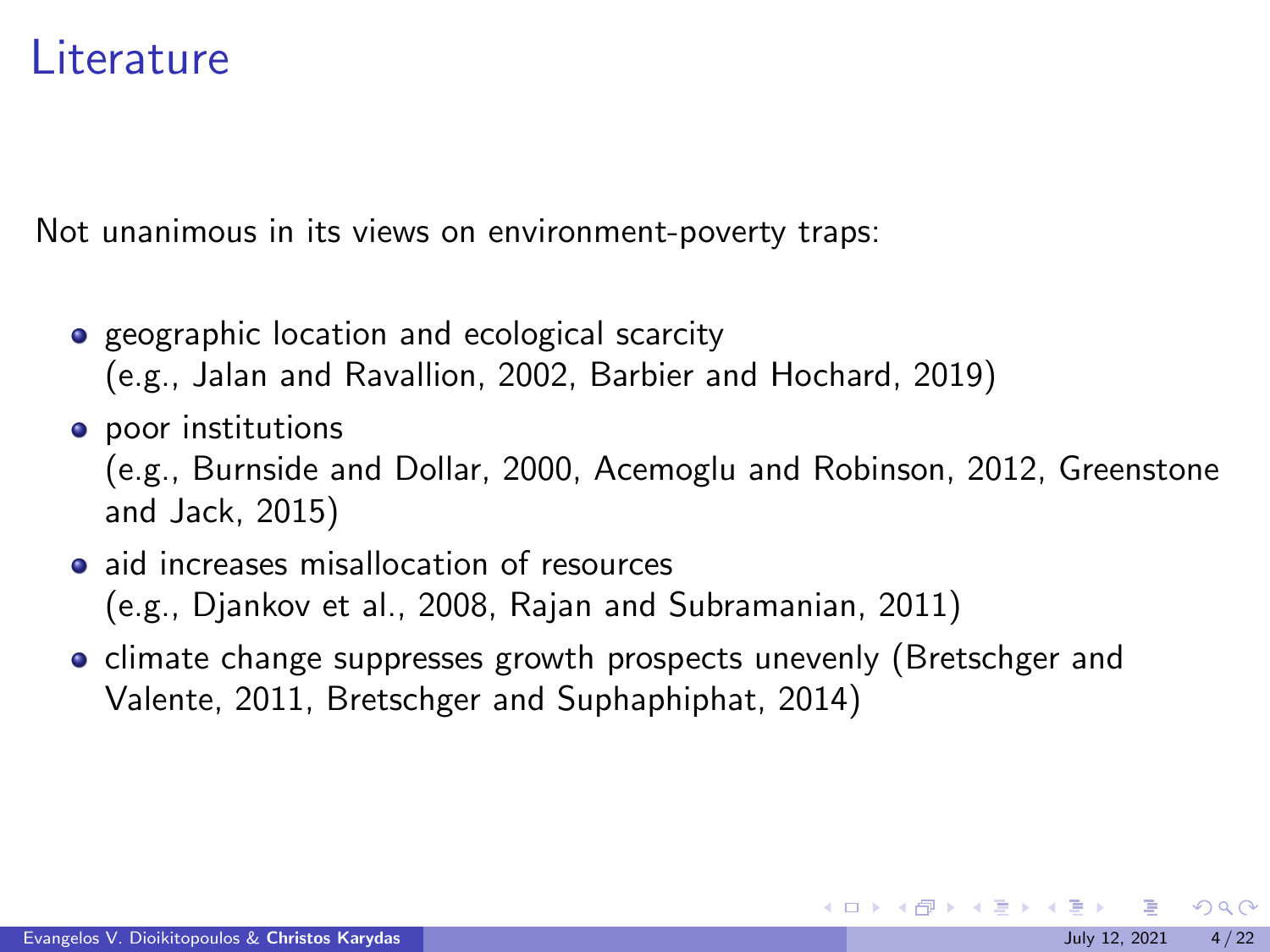# Literature

Not unanimous in its views on environment-poverty traps:

- geographic location and ecological scarcity
  (e.g., Jalan and Ravallion, 2002, Barbier and Hochard, 2019)
- poor institutions
  (e.g., Burnside and Dollar, 2000, Acemoglu and Robinson, 2012, Greenstone and Jack, 2015)
- aid increases misallocation of resources
  (e.g., Djankov et al., 2008, Rajan and Subramanian, 2011)
- climate change suppresses growth prospects unevenly (Bretschger and Valente, 2011, Bretschger and Suphaphiphat, 2014)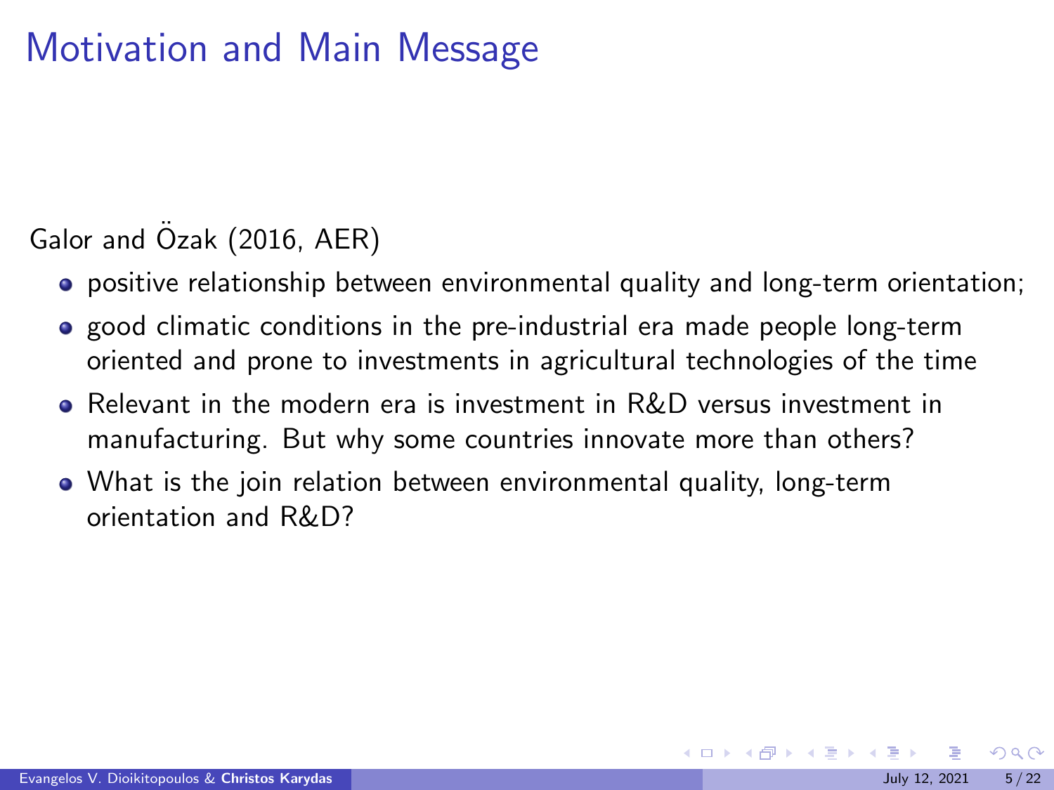# Motivation and Main Message

Galor and Özak (2016, AER)

- positive relationship between environmental quality and long-term orientation;
- good climatic conditions in the pre-industrial era made people long-term oriented and prone to investments in agricultural technologies of the time
- Relevant in the modern era is investment in R&D versus investment in manufacturing. But why some countries innovate more than others?
- What is the join relation between environmental quality, long-term orientation and R&D?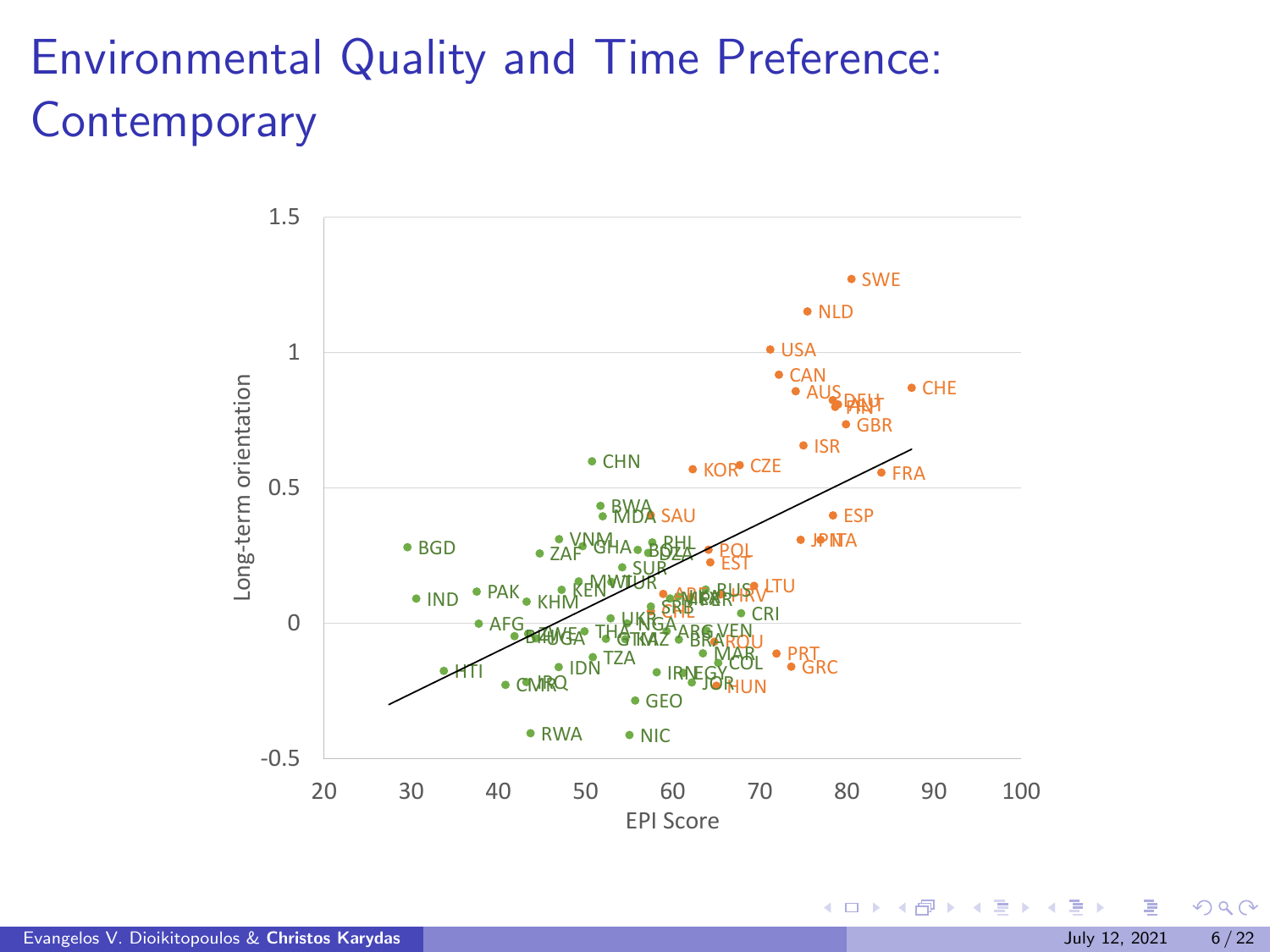# Environmental Quality and Time Preference: Contemporary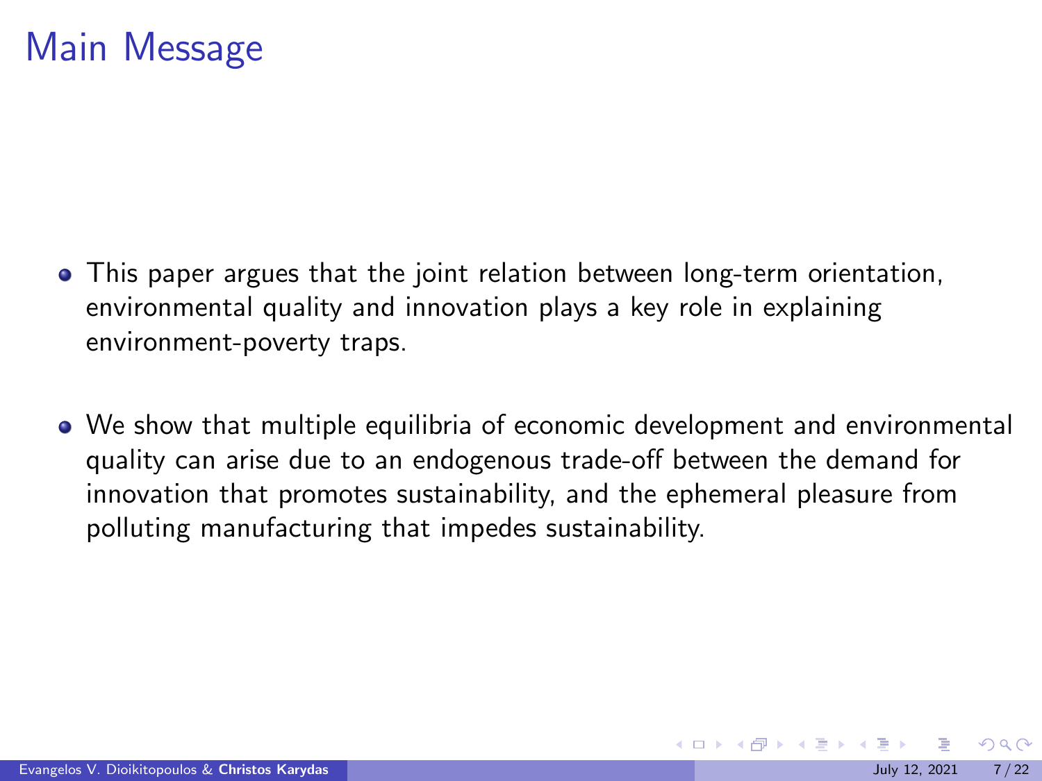# Main Message

- This paper argues that the joint relation between long-term orientation, environmental quality and innovation plays a key role in explaining environment-poverty traps.
- We show that multiple equilibria of economic development and environmental quality can arise due to an endogenous trade-off between the demand for innovation that promotes sustainability, and the ephemeral pleasure from polluting manufacturing that impedes sustainability.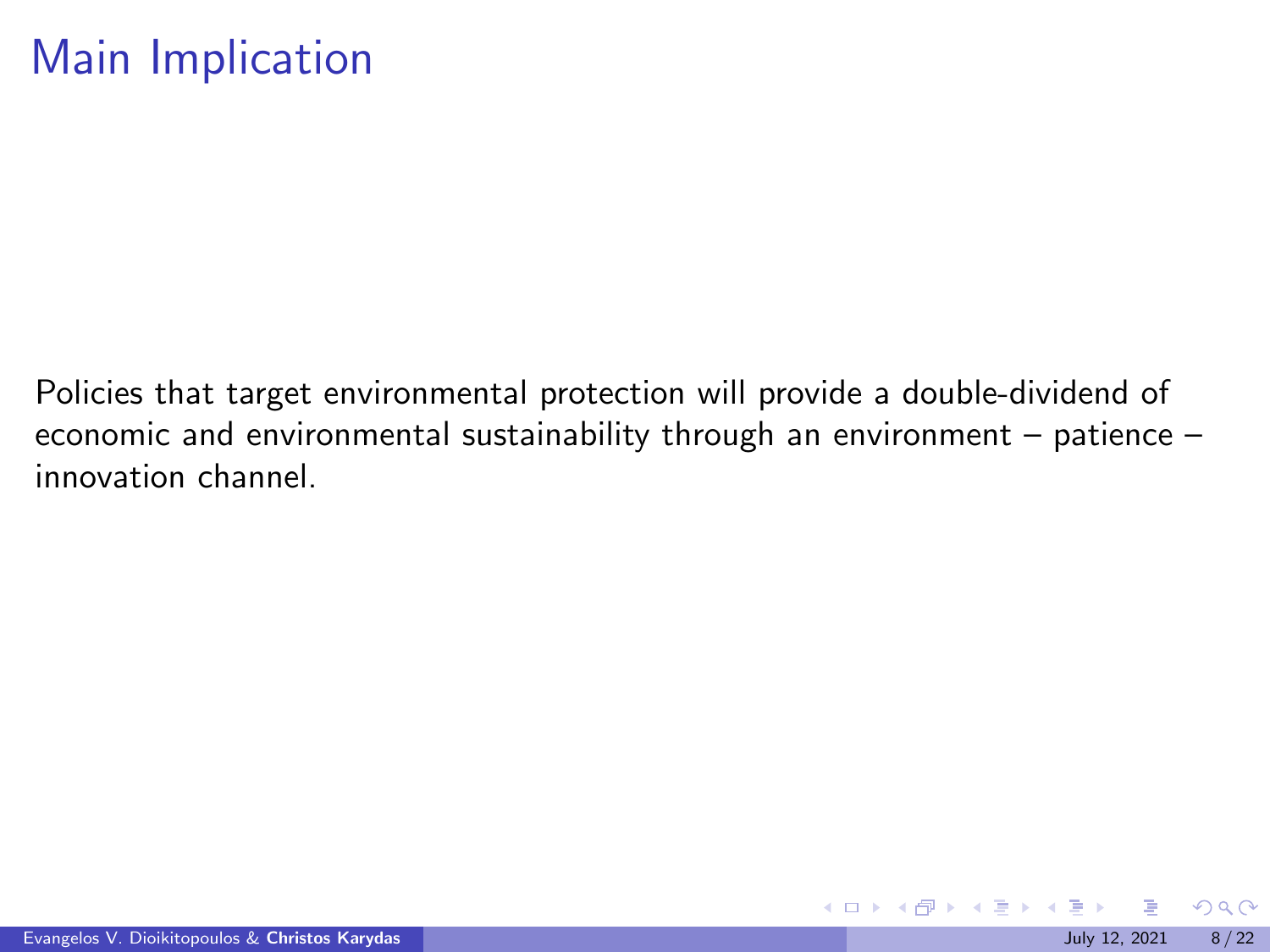# Main Implication

Policies that target environmental protection will provide a double-dividend of economic and environmental sustainability through an environment – patience – innovation channel.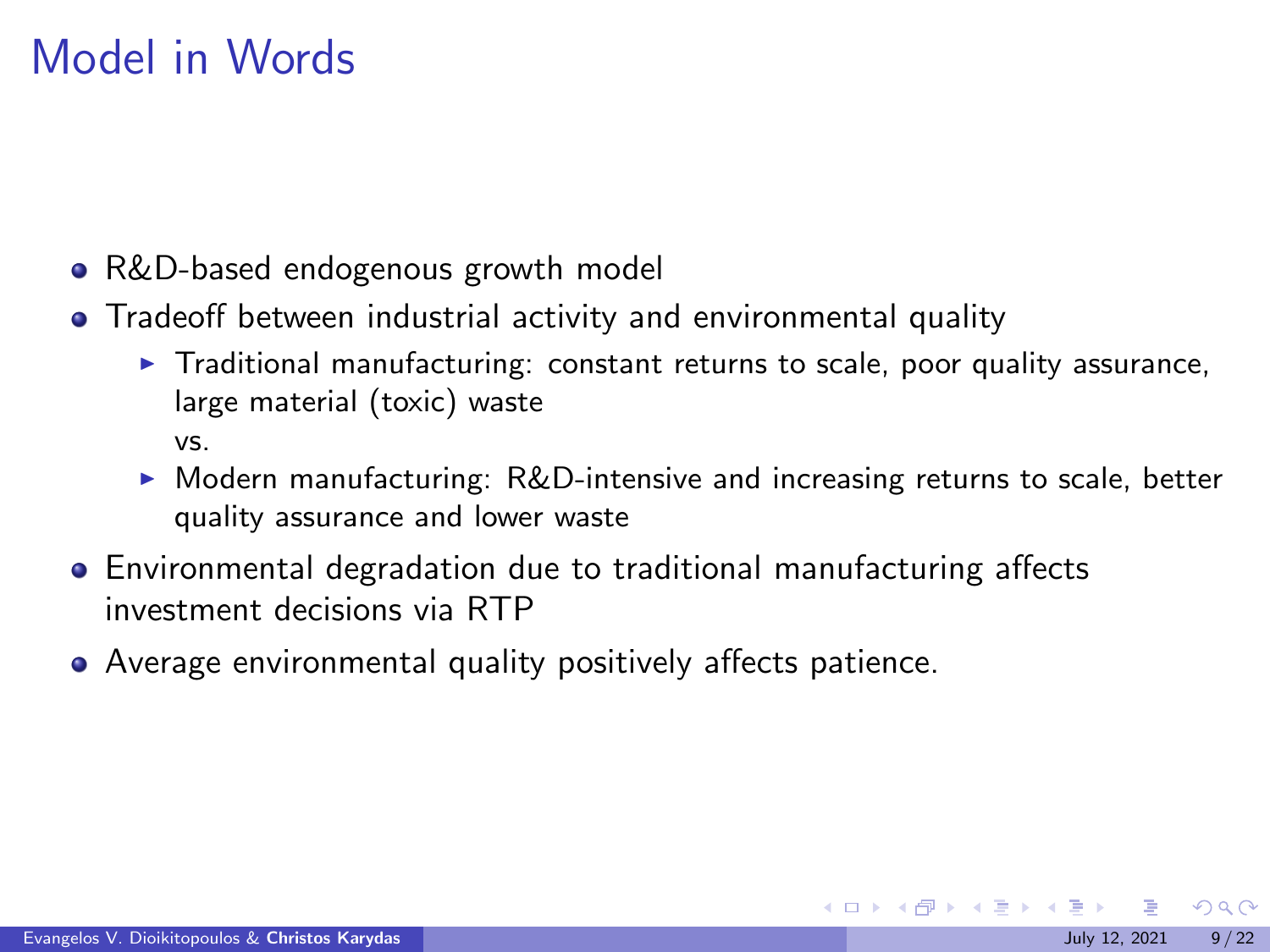# Model in Words

- R&D-based endogenous growth model
- Tradeoff between industrial activity and environmental quality
  - Traditional manufacturing: constant returns to scale, poor quality assurance, large material (toxic) waste
    
    vs.
  - Modern manufacturing: R&D-intensive and increasing returns to scale, better quality assurance and lower waste
- Environmental degradation due to traditional manufacturing affects investment decisions via RTP
- Average environmental quality positively affects patience.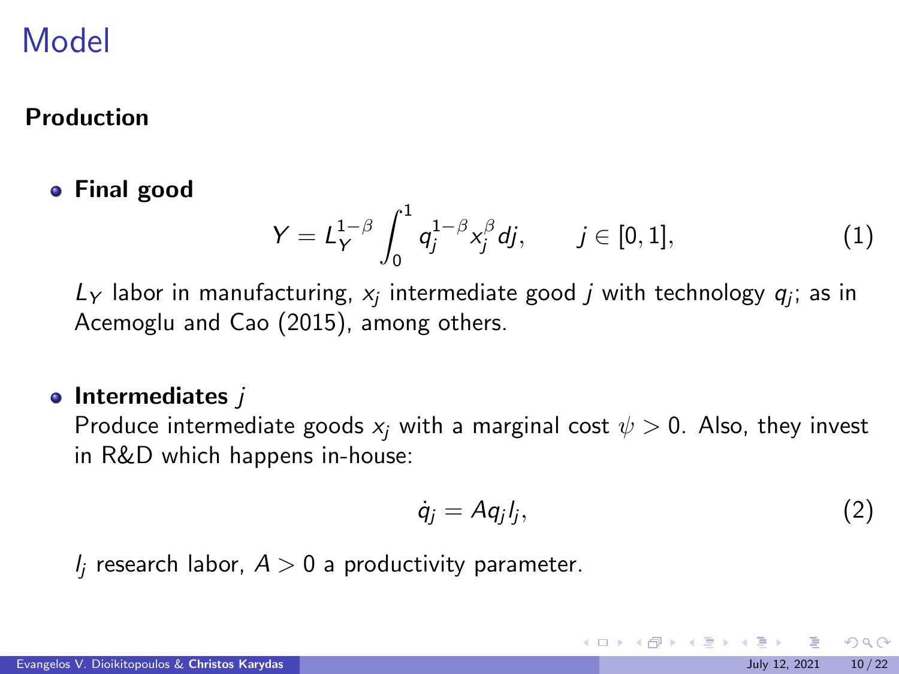# Model

**Production**

- **Final good**

$$Y = L_Y^{1-\beta} \int_0^1 q_j^{1-\beta} x_j^{\beta} dj, \qquad j \in [0,1], \tag{1}$$

  $L_Y$ labor in manufacturing, $x_j$ intermediate good $j$ with technology $q_j$; as in Acemoglu and Cao (2015), among others.

- **Intermediates** $j$
  Produce intermediate goods $x_j$ with a marginal cost $\psi > 0$. Also, they invest in R&D which happens in-house:

$$\dot{q}_j = A q_j l_j, \tag{2}$$

  $l_j$ research labor, $A > 0$ a productivity parameter.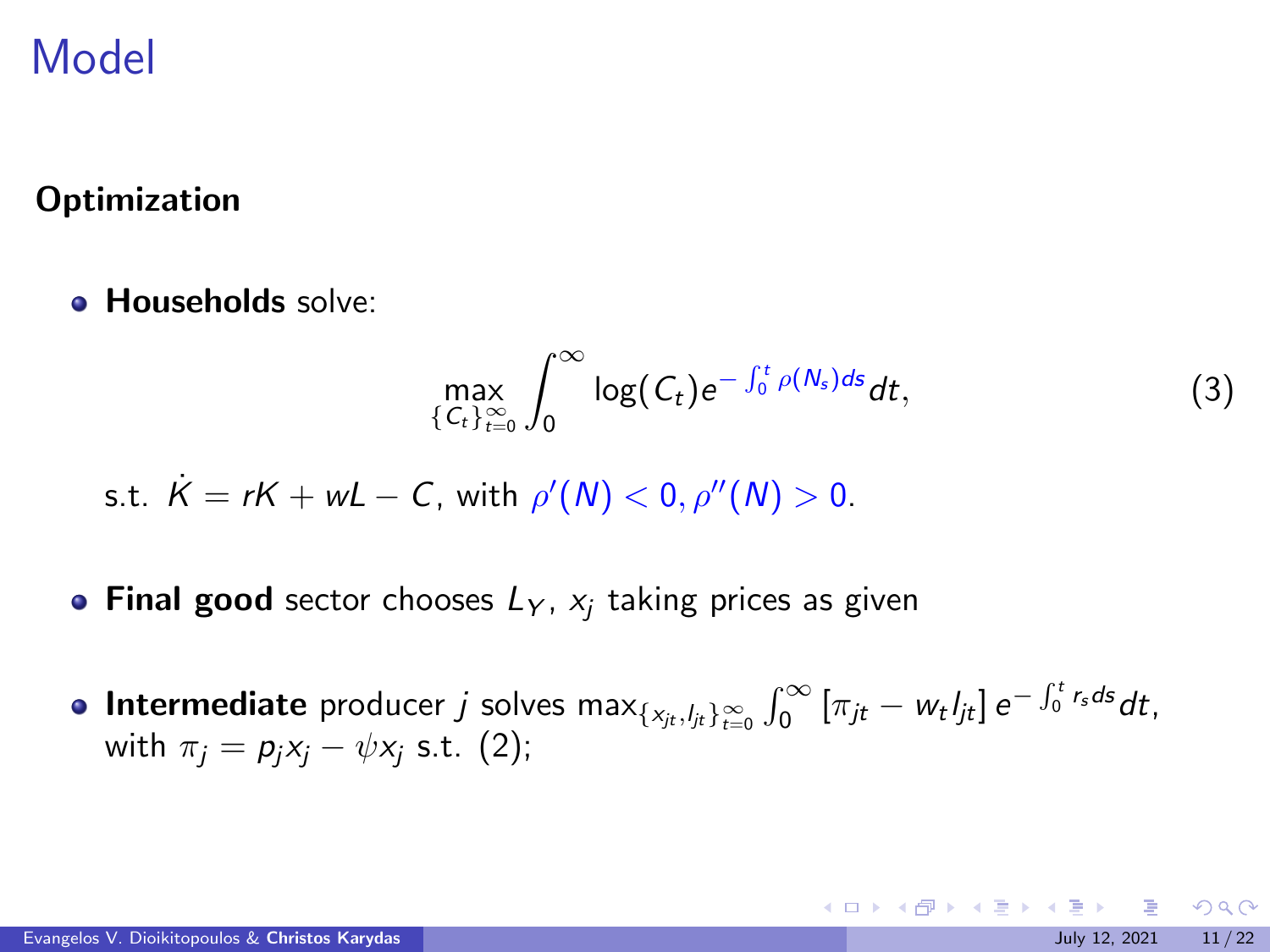# Model

## Optimization

- **Households** solve:

$$\max_{\{C_t\}_{t=0}^{\infty}} \int_0^{\infty} \log(C_t) e^{-\int_0^t \rho(N_s) ds} dt, \tag{3}$$

s.t. $\dot{K} = rK + wL - C$, with $\rho'(N) < 0, \rho''(N) > 0$.

- **Final good** sector chooses $L_Y$, $x_j$ taking prices as given

- **Intermediate** producer $j$ solves $\max_{\{x_{jt}, l_{jt}\}_{t=0}^{\infty}} \int_0^{\infty} [\pi_{jt} - w_t l_{jt}] e^{-\int_0^t r_s ds} dt$, with $\pi_j = p_j x_j - \psi x_j$ s.t. (2);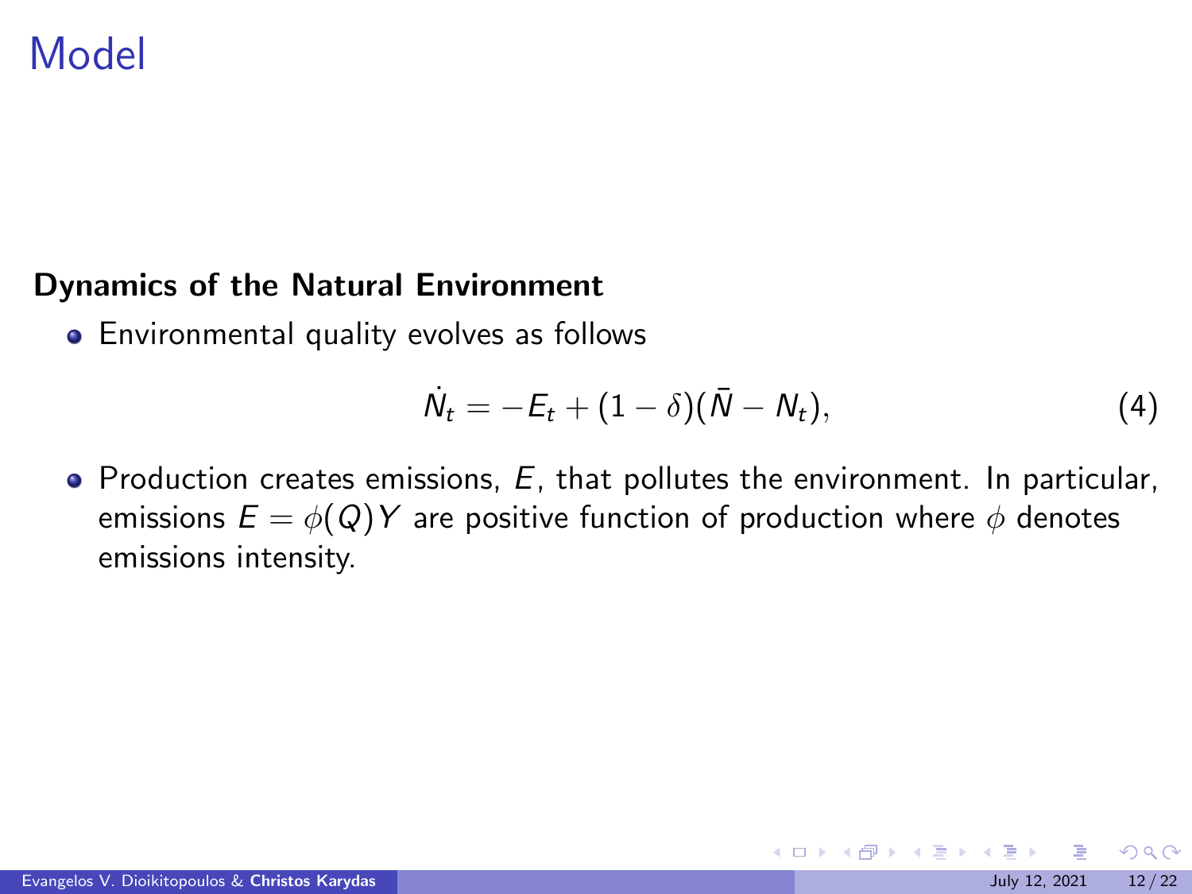# Model

**Dynamics of the Natural Environment**

- Environmental quality evolves as follows

$$\dot{N}_t = -E_t + (1-\delta)(\bar{N} - N_t), \tag{4}$$

- Production creates emissions, $E$, that pollutes the environment. In particular, emissions $E = \phi(Q)Y$ are positive function of production where $\phi$ denotes emissions intensity.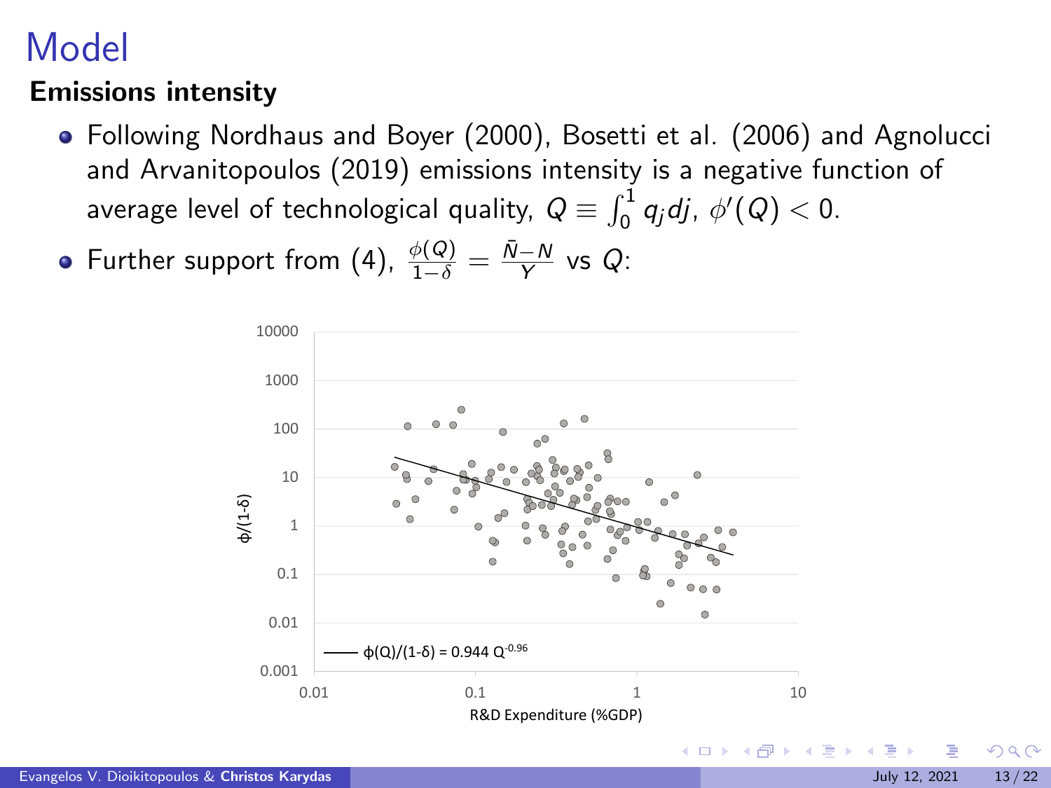# Model

**Emissions intensity**

- Following Nordhaus and Boyer (2000), Bosetti et al. (2006) and Agnolucci and Arvanitopoulos (2019) emissions intensity is a negative function of average level of technological quality, $Q \equiv \int_0^1 q_j dj$, $\phi'(Q) < 0$.
- Further support from (4), $\frac{\phi(Q)}{1-\delta} = \frac{\bar{N}-N}{Y}$ vs $Q$: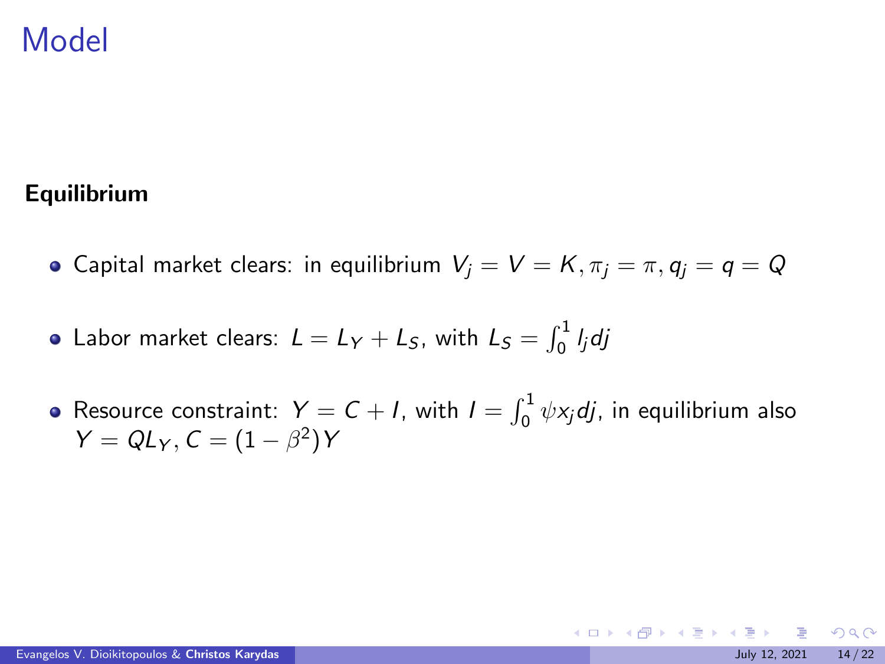# Model

**Equilibrium**

- Capital market clears: in equilibrium $V_j = V = K, \pi_j = \pi, q_j = q = Q$
- Labor market clears: $L = L_Y + L_S$, with $L_S = \int_0^1 l_j dj$
- Resource constraint: $Y = C + I$, with $I = \int_0^1 \psi x_j dj$, in equilibrium also $Y = QL_Y, C = (1 - \beta^2)Y$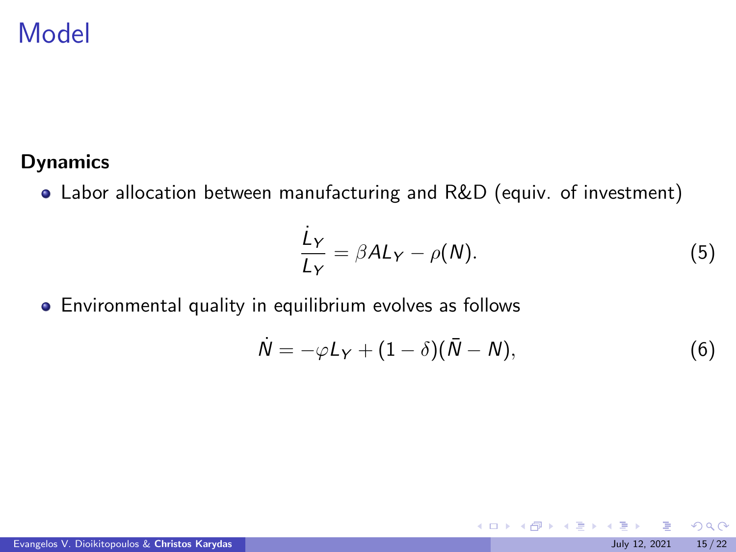# Model

**Dynamics**

- Labor allocation between manufacturing and R&D (equiv. of investment)

$$\frac{\dot{L}_Y}{L_Y} = \beta A L_Y - \rho(N). \tag{5}$$

- Environmental quality in equilibrium evolves as follows

$$\dot{N} = -\varphi L_Y + (1 - \delta)(\bar{N} - N), \tag{6}$$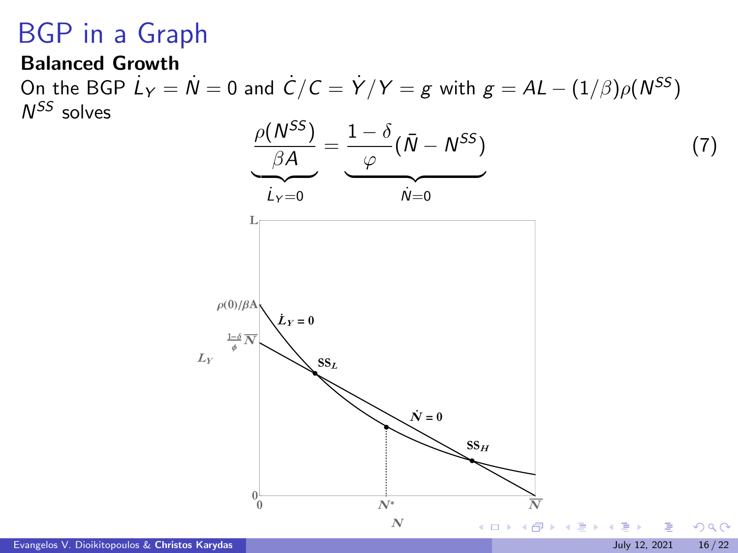# BGP in a Graph

**Balanced Growth**

On the BGP $\dot{L}_Y = \dot{N} = 0$ and $\dot{C}/C = \dot{Y}/Y = g$ with $g = AL - (1/\beta)\rho(N^{SS})$

$N^{SS}$ solves

$$\underbrace{\frac{\rho(N^{SS})}{\beta A}}_{\dot{L}_Y=0} = \underbrace{\frac{1-\delta}{\varphi}(\bar{N} - N^{SS})}_{\dot{N}=0} \tag{7}$$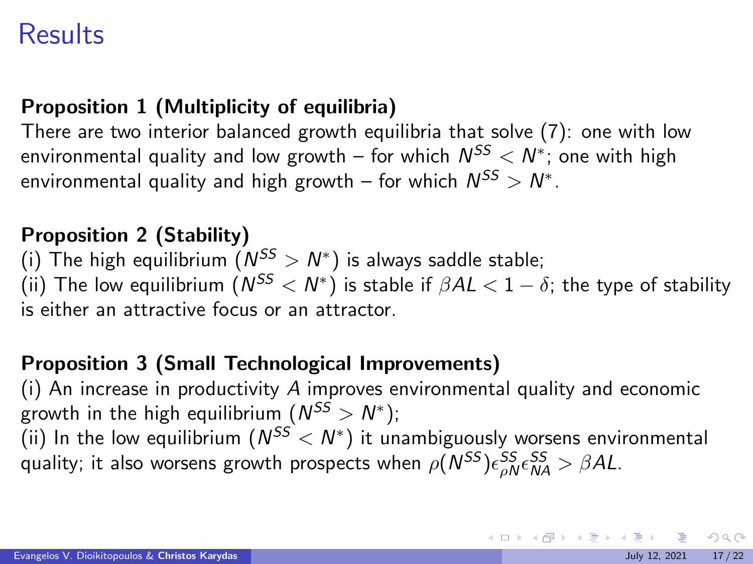# Results

**Proposition 1 (Multiplicity of equilibria)**
There are two interior balanced growth equilibria that solve (7): one with low environmental quality and low growth – for which $N^{SS} < N^*$; one with high environmental quality and high growth – for which $N^{SS} > N^*$.

**Proposition 2 (Stability)**
(i) The high equilibrium ($N^{SS} > N^*$) is always saddle stable;
(ii) The low equilibrium ($N^{SS} < N^*$) is stable if $\beta AL < 1 - \delta$; the type of stability is either an attractive focus or an attractor.

**Proposition 3 (Small Technological Improvements)**
(i) An increase in productivity $A$ improves environmental quality and economic growth in the high equilibrium ($N^{SS} > N^*$);
(ii) In the low equilibrium ($N^{SS} < N^*$) it unambiguously worsens environmental quality; it also worsens growth prospects when $\rho(N^{SS})\epsilon_{\rho N}^{SS}\epsilon_{NA}^{SS} > \beta AL$.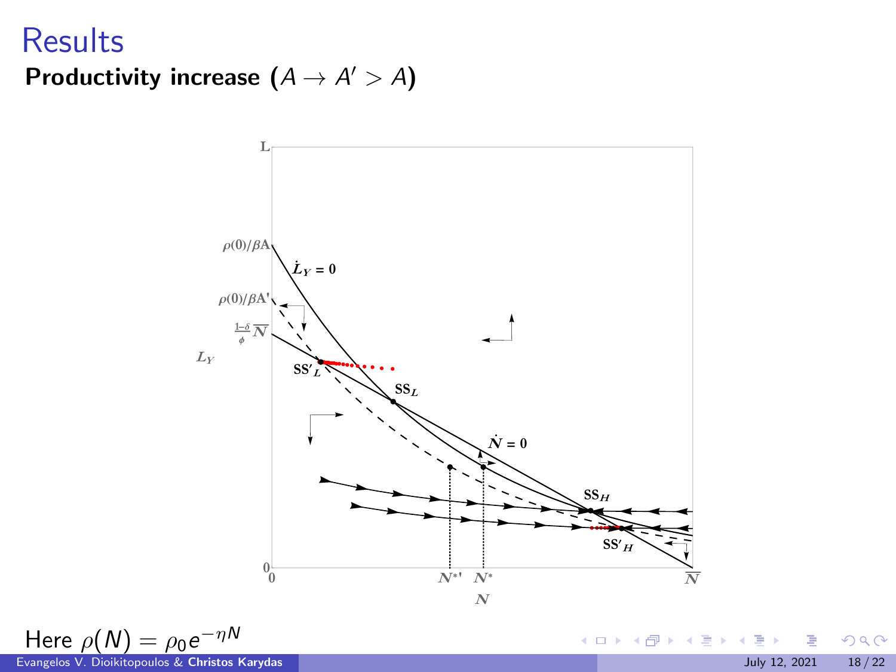# Results

## Productivity increase ($A \rightarrow A' > A$)

Here $\rho(N) = \rho_0 e^{-\eta N}$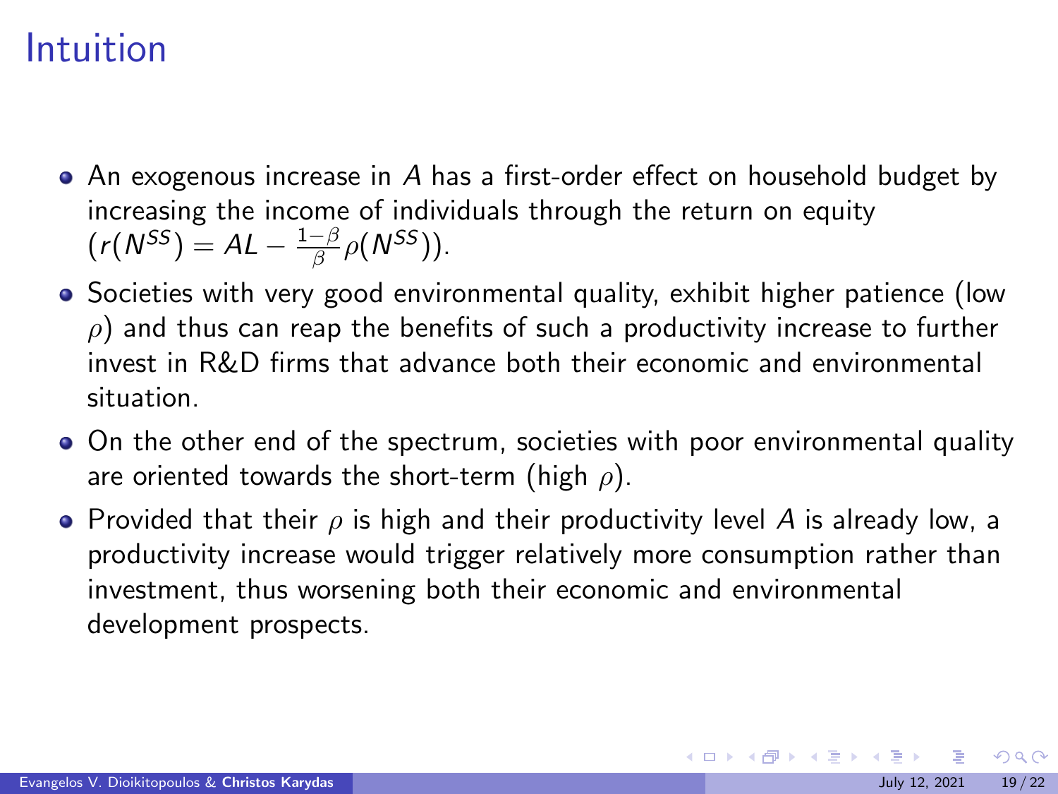# Intuition

- An exogenous increase in $A$ has a first-order effect on household budget by increasing the income of individuals through the return on equity $(r(N^{SS}) = AL - \frac{1-\beta}{\beta}\rho(N^{SS}))$.
- Societies with very good environmental quality, exhibit higher patience (low $\rho$) and thus can reap the benefits of such a productivity increase to further invest in R&D firms that advance both their economic and environmental situation.
- On the other end of the spectrum, societies with poor environmental quality are oriented towards the short-term (high $\rho$).
- Provided that their $\rho$ is high and their productivity level $A$ is already low, a productivity increase would trigger relatively more consumption rather than investment, thus worsening both their economic and environmental development prospects.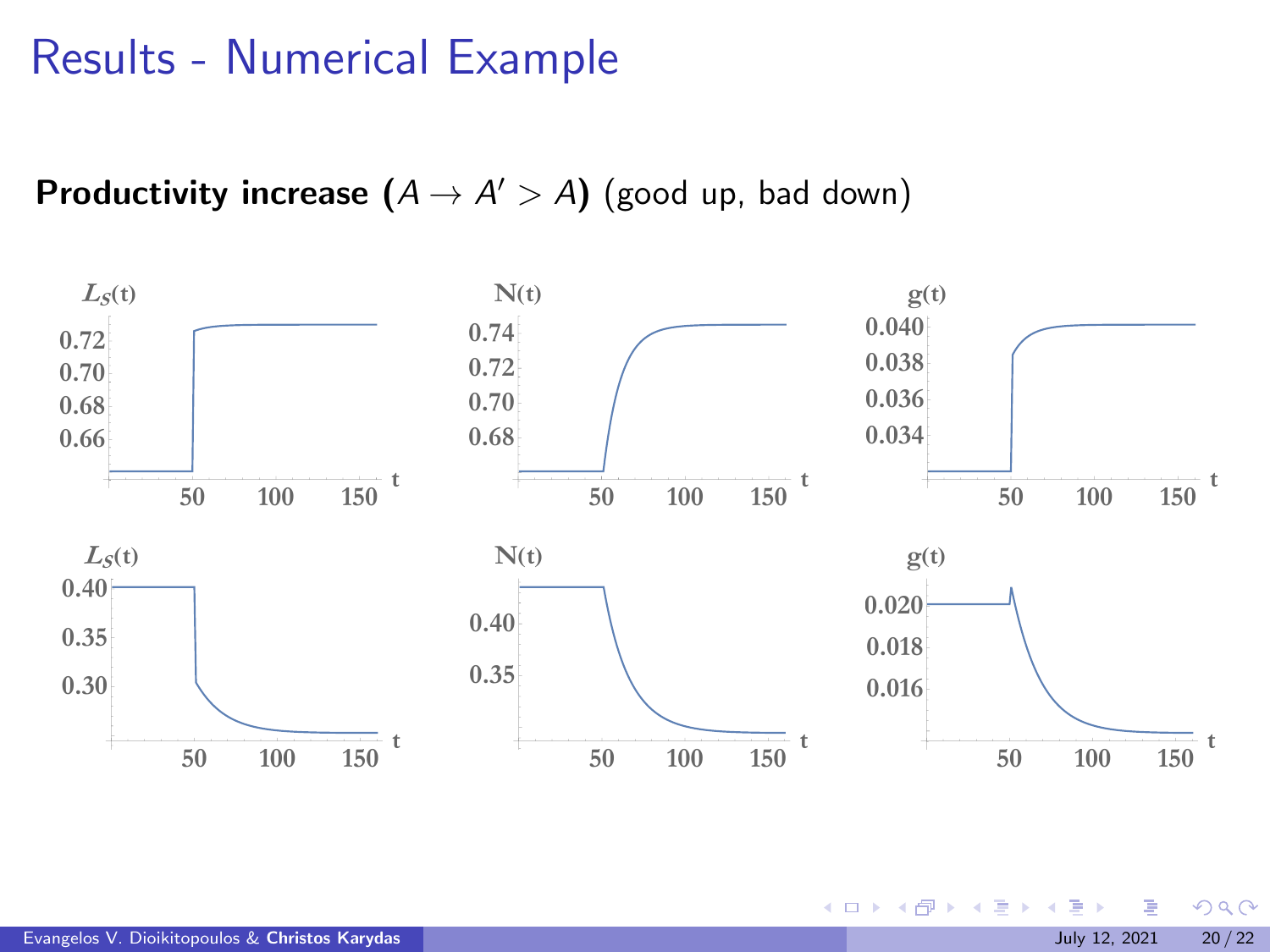# Results - Numerical Example

**Productivity increase ($A \rightarrow A' > A$)** (good up, bad down)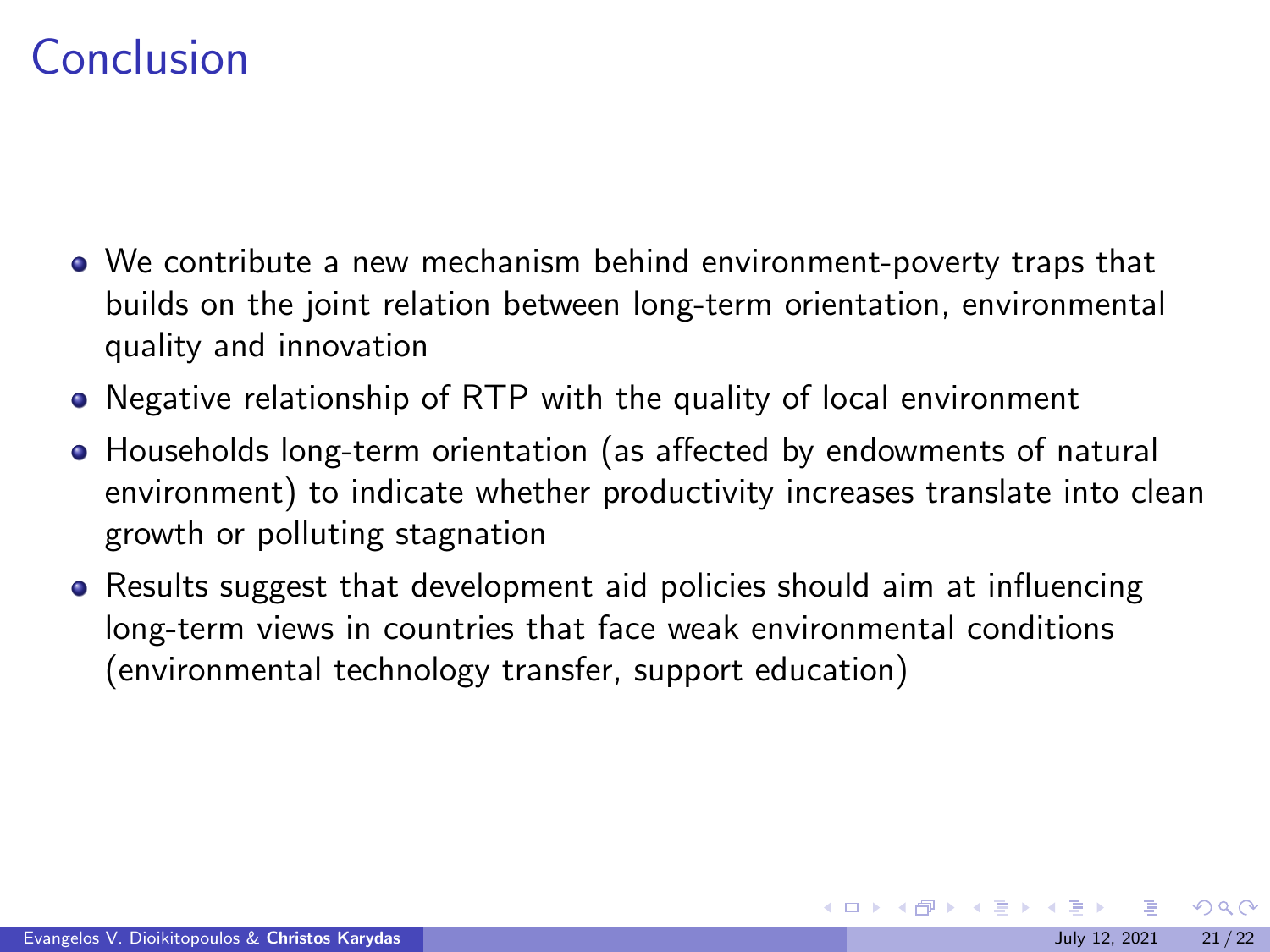# Conclusion

- We contribute a new mechanism behind environment-poverty traps that builds on the joint relation between long-term orientation, environmental quality and innovation
- Negative relationship of RTP with the quality of local environment
- Households long-term orientation (as affected by endowments of natural environment) to indicate whether productivity increases translate into clean growth or polluting stagnation
- Results suggest that development aid policies should aim at influencing long-term views in countries that face weak environmental conditions (environmental technology transfer, support education)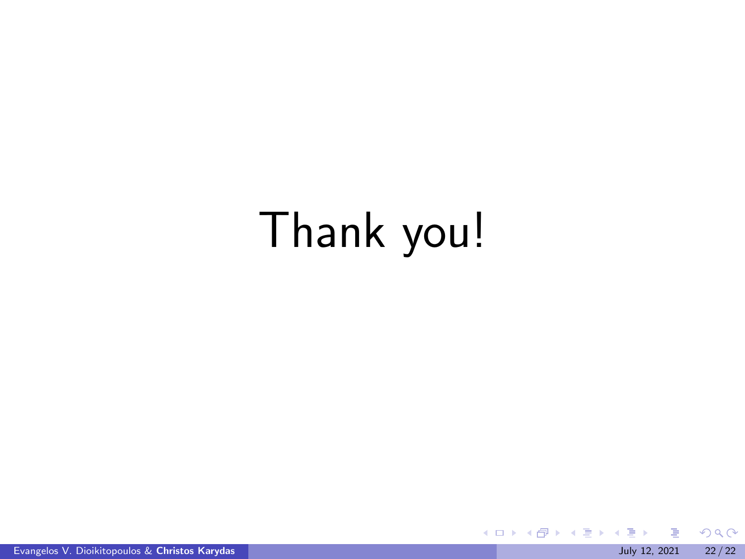# Thank you!